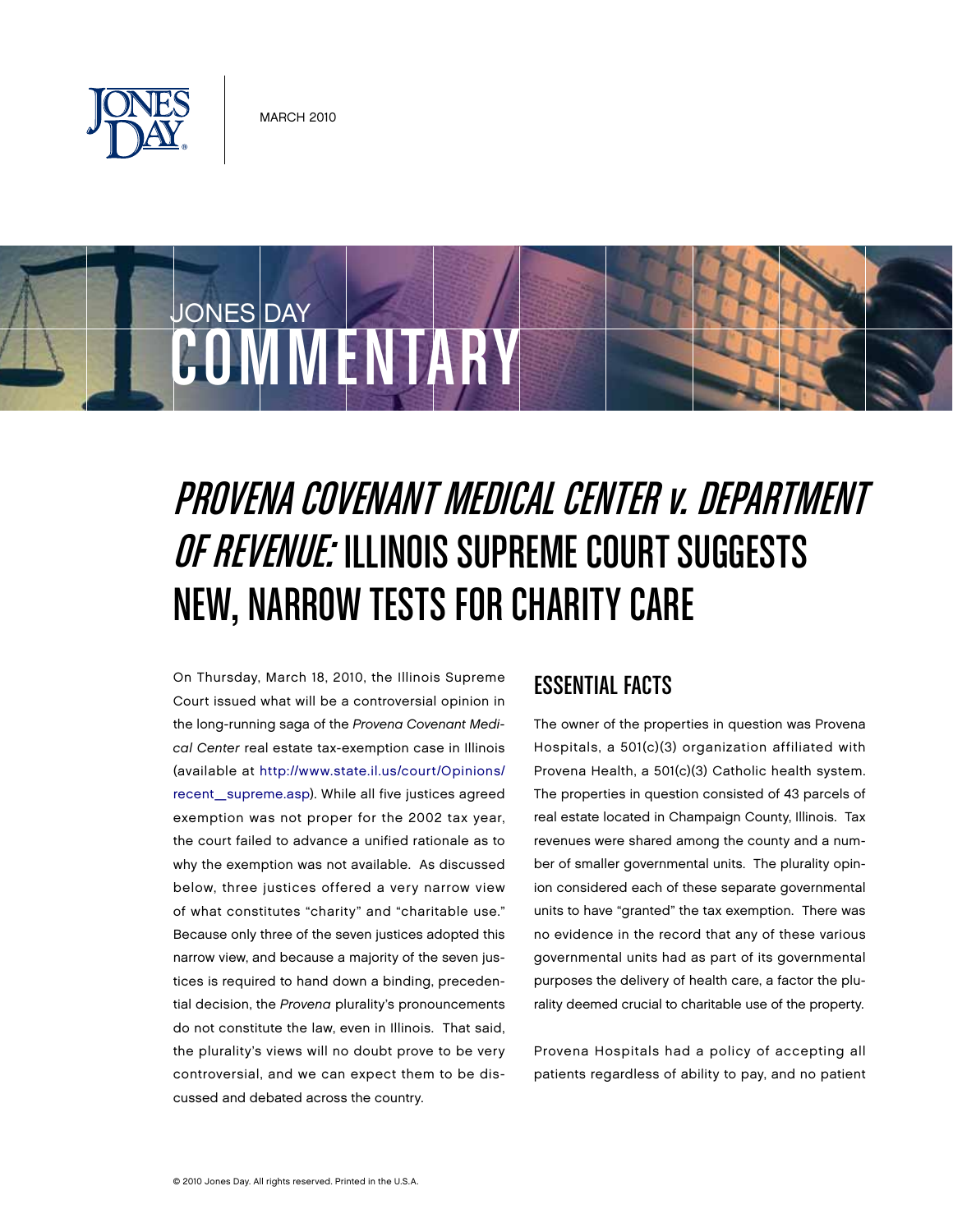MARCH 2010

JONES DAY COMMENTARY

# *PROVENA COVENANT MEDICAL CENTER v. DEPARTMENT OF REVENUE:* ILLINOIS SUPREME COURT SUGGESTS NEW, NARROW TESTS FOR CHARITY CARE

On Thursday, March 18, 2010, the Illinois Supreme Court issued what will be a controversial opinion in the long-running saga of the *Provena Covenant Medical Center* real estate tax-exemption case in Illinois (available at http://www.state.il.us/court/Opinions/recent_supreme.asp). While all five justices agreed exemption was not proper for the 2002 tax year, the court failed to advance a unified rationale as to why the exemption was not available. As discussed below, three justices offered a very narrow view of what constitutes "charity" and "charitable use." Because only three of the seven justices adopted this narrow view, and because a majority of the seven justices is required to hand down a binding, precedential decision, the *Provena* plurality's pronouncements do not constitute the law, even in Illinois. That said, the plurality's views will no doubt prove to be very controversial, and we can expect them to be discussed and debated across the country.

## ESSENTIAL FACTS

The owner of the properties in question was Provena Hospitals, a 501(c)(3) organization affiliated with Provena Health, a 501(c)(3) Catholic health system. The properties in question consisted of 43 parcels of real estate located in Champaign County, Illinois. Tax revenues were shared among the county and a number of smaller governmental units. The plurality opinion considered each of these separate governmental units to have "granted" the tax exemption. There was no evidence in the record that any of these various governmental units had as part of its governmental purposes the delivery of health care, a factor the plurality deemed crucial to charitable use of the property.

Provena Hospitals had a policy of accepting all patients regardless of ability to pay, and no patient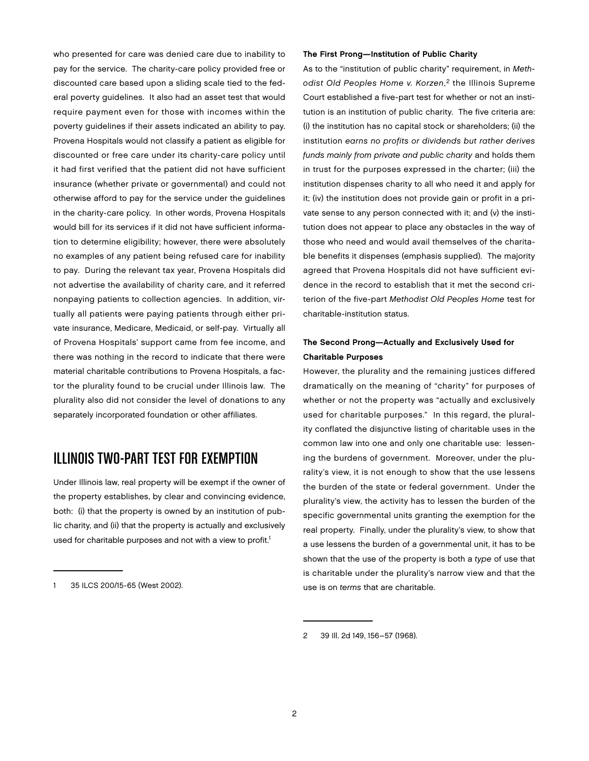who presented for care was denied care due to inability to pay for the service. The charity-care policy provided free or discounted care based upon a sliding scale tied to the federal poverty guidelines. It also had an asset test that would require payment even for those with incomes within the poverty guidelines if their assets indicated an ability to pay. Provena Hospitals would not classify a patient as eligible for discounted or free care under its charity-care policy until it had first verified that the patient did not have sufficient insurance (whether private or governmental) and could not otherwise afford to pay for the service under the guidelines in the charity-care policy. In other words, Provena Hospitals would bill for its services if it did not have sufficient information to determine eligibility; however, there were absolutely no examples of any patient being refused care for inability to pay. During the relevant tax year, Provena Hospitals did not advertise the availability of charity care, and it referred nonpaying patients to collection agencies. In addition, virtually all patients were paying patients through either private insurance, Medicare, Medicaid, or self-pay. Virtually all of Provena Hospitals' support came from fee income, and there was nothing in the record to indicate that there were material charitable contributions to Provena Hospitals, a factor the plurality found to be crucial under Illinois law. The plurality also did not consider the level of donations to any separately incorporated foundation or other affiliates.

## Illinois Two-Part Test for Exemption

Under Illinois law, real property will be exempt if the owner of the property establishes, by clear and convincing evidence, both: (i) that the property is owned by an institution of public charity, and (ii) that the property is actually and exclusively used for charitable purposes and not with a view to profit.[1]

1 35 ILCS 200/15-65 (West 2002).

### The First Prong—Institution of Public Charity

As to the "institution of public charity" requirement, in *Methodist Old Peoples Home v. Korzen*,[2] the Illinois Supreme Court established a five-part test for whether or not an institution is an institution of public charity. The five criteria are: (i) the institution has no capital stock or shareholders; (ii) the institution *earns no profits or dividends but rather derives funds mainly from private and public charity* and holds them in trust for the purposes expressed in the charter; (iii) the institution dispenses charity to all who need it and apply for it; (iv) the institution does not provide gain or profit in a private sense to any person connected with it; and (v) the institution does not appear to place any obstacles in the way of those who need and would avail themselves of the charitable benefits it dispenses (emphasis supplied). The majority agreed that Provena Hospitals did not have sufficient evidence in the record to establish that it met the second criterion of the five-part *Methodist Old Peoples Home* test for charitable-institution status.

### The Second Prong—Actually and Exclusively Used for Charitable Purposes

However, the plurality and the remaining justices differed dramatically on the meaning of "charity" for purposes of whether or not the property was "actually and exclusively used for charitable purposes." In this regard, the plurality conflated the disjunctive listing of charitable uses in the common law into one and only one charitable use: lessening the burdens of government. Moreover, under the plurality's view, it is not enough to show that the use lessens the burden of the state or federal government. Under the plurality's view, the activity has to lessen the burden of the specific governmental units granting the exemption for the real property. Finally, under the plurality's view, to show that a use lessens the burden of a governmental unit, it has to be shown that the use of the property is both a *type* of use that is charitable under the plurality's narrow view and that the use is on *terms* that are charitable.

2 39 Ill. 2d 149, 156–57 (1968).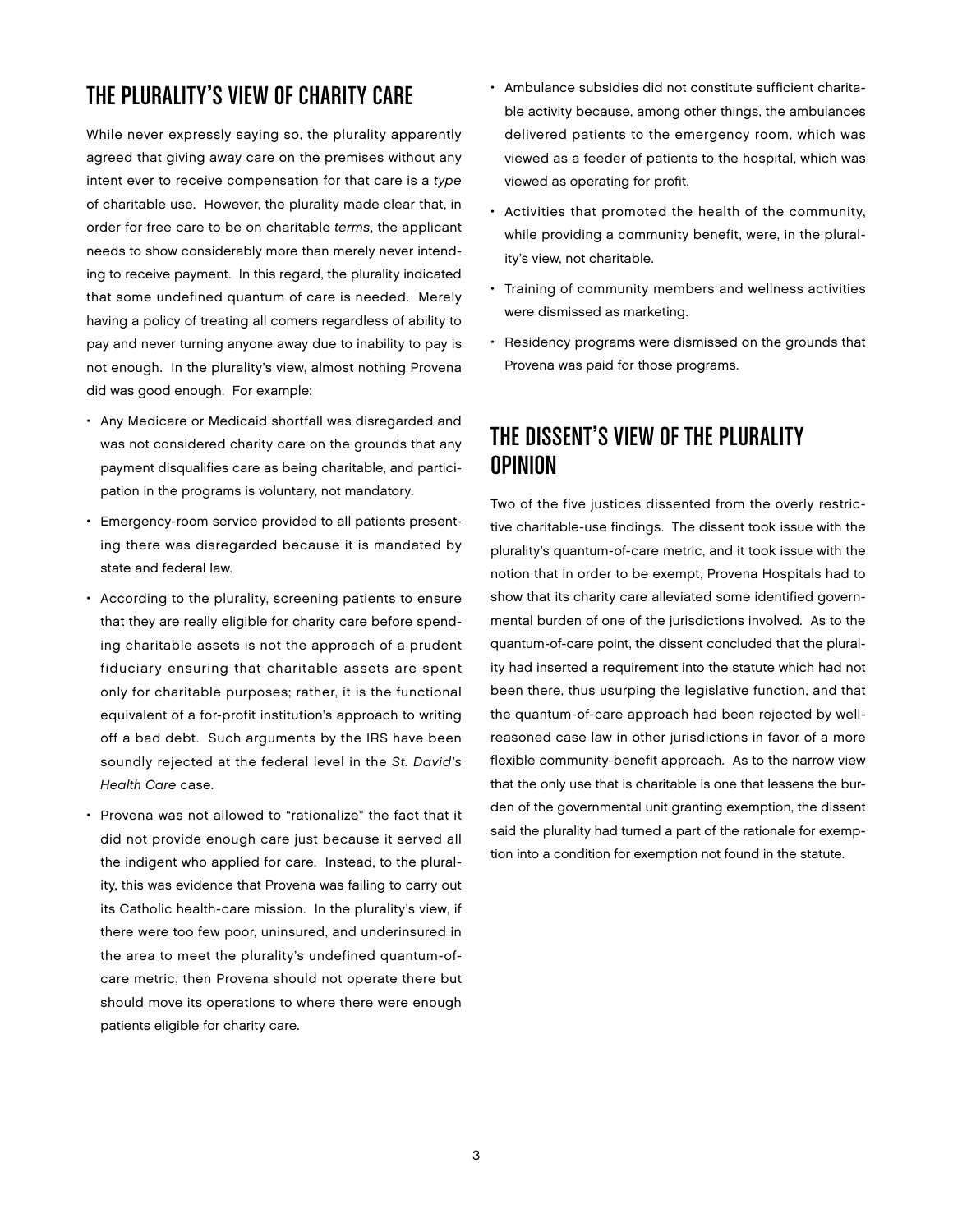## THE PLURALITY'S VIEW OF CHARITY CARE

While never expressly saying so, the plurality apparently agreed that giving away care on the premises without any intent ever to receive compensation for that care is a *type* of charitable use. However, the plurality made clear that, in order for free care to be on charitable *terms*, the applicant needs to show considerably more than merely never intending to receive payment. In this regard, the plurality indicated that some undefined quantum of care is needed. Merely having a policy of treating all comers regardless of ability to pay and never turning anyone away due to inability to pay is not enough. In the plurality's view, almost nothing Provena did was good enough. For example:

- Any Medicare or Medicaid shortfall was disregarded and was not considered charity care on the grounds that any payment disqualifies care as being charitable, and participation in the programs is voluntary, not mandatory.
- Emergency-room service provided to all patients presenting there was disregarded because it is mandated by state and federal law.
- According to the plurality, screening patients to ensure that they are really eligible for charity care before spending charitable assets is not the approach of a prudent fiduciary ensuring that charitable assets are spent only for charitable purposes; rather, it is the functional equivalent of a for-profit institution's approach to writing off a bad debt. Such arguments by the IRS have been soundly rejected at the federal level in the *St. David's Health Care* case.
- Provena was not allowed to "rationalize" the fact that it did not provide enough care just because it served all the indigent who applied for care. Instead, to the plurality, this was evidence that Provena was failing to carry out its Catholic health-care mission. In the plurality's view, if there were too few poor, uninsured, and underinsured in the area to meet the plurality's undefined quantum-of-care metric, then Provena should not operate there but should move its operations to where there were enough patients eligible for charity care.
- Ambulance subsidies did not constitute sufficient charitable activity because, among other things, the ambulances delivered patients to the emergency room, which was viewed as a feeder of patients to the hospital, which was viewed as operating for profit.
- Activities that promoted the health of the community, while providing a community benefit, were, in the plurality's view, not charitable.
- Training of community members and wellness activities were dismissed as marketing.
- Residency programs were dismissed on the grounds that Provena was paid for those programs.

## THE DISSENT'S VIEW OF THE PLURALITY OPINION

Two of the five justices dissented from the overly restrictive charitable-use findings. The dissent took issue with the plurality's quantum-of-care metric, and it took issue with the notion that in order to be exempt, Provena Hospitals had to show that its charity care alleviated some identified governmental burden of one of the jurisdictions involved. As to the quantum-of-care point, the dissent concluded that the plurality had inserted a requirement into the statute which had not been there, thus usurping the legislative function, and that the quantum-of-care approach had been rejected by well-reasoned case law in other jurisdictions in favor of a more flexible community-benefit approach. As to the narrow view that the only use that is charitable is one that lessens the burden of the governmental unit granting exemption, the dissent said the plurality had turned a part of the rationale for exemption into a condition for exemption not found in the statute.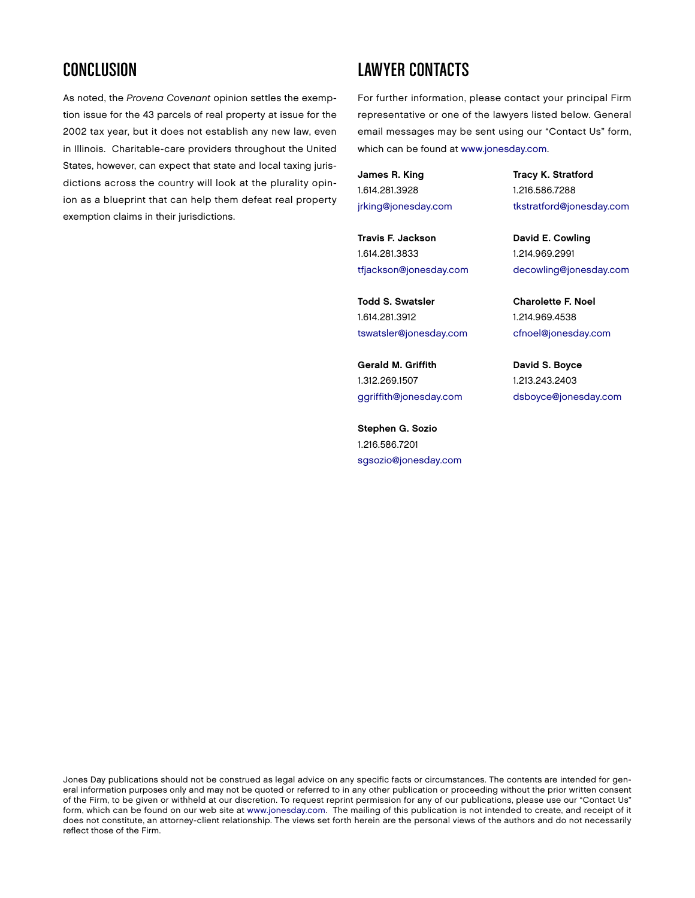## CONCLUSION

As noted, the *Provena Covenant* opinion settles the exemption issue for the 43 parcels of real property at issue for the 2002 tax year, but it does not establish any new law, even in Illinois. Charitable-care providers throughout the United States, however, can expect that state and local taxing jurisdictions across the country will look at the plurality opinion as a blueprint that can help them defeat real property exemption claims in their jurisdictions.

## LAWYER CONTACTS

For further information, please contact your principal Firm representative or one of the lawyers listed below. General email messages may be sent using our "Contact Us" form, which can be found at www.jonesday.com.

**James R. King**
1.614.281.3928
jrking@jonesday.com

**Travis F. Jackson**
1.614.281.3833
tfjackson@jonesday.com

**Todd S. Swatsler**
1.614.281.3912
tswatsler@jonesday.com

**Gerald M. Griffith**
1.312.269.1507
ggriffith@jonesday.com

**Stephen G. Sozio**
1.216.586.7201
sgsozio@jonesday.com

**Tracy K. Stratford**
1.216.586.7288
tkstratford@jonesday.com

**David E. Cowling**
1.214.969.2991
decowling@jonesday.com

**Charolette F. Noel**
1.214.969.4538
cfnoel@jonesday.com

**David S. Boyce**
1.213.243.2403
dsboyce@jonesday.com

Jones Day publications should not be construed as legal advice on any specific facts or circumstances. The contents are intended for general information purposes only and may not be quoted or referred to in any other publication or proceeding without the prior written consent of the Firm, to be given or withheld at our discretion. To request reprint permission for any of our publications, please use our "Contact Us" form, which can be found on our web site at www.jonesday.com. The mailing of this publication is not intended to create, and receipt of it does not constitute, an attorney-client relationship. The views set forth herein are the personal views of the authors and do not necessarily reflect those of the Firm.